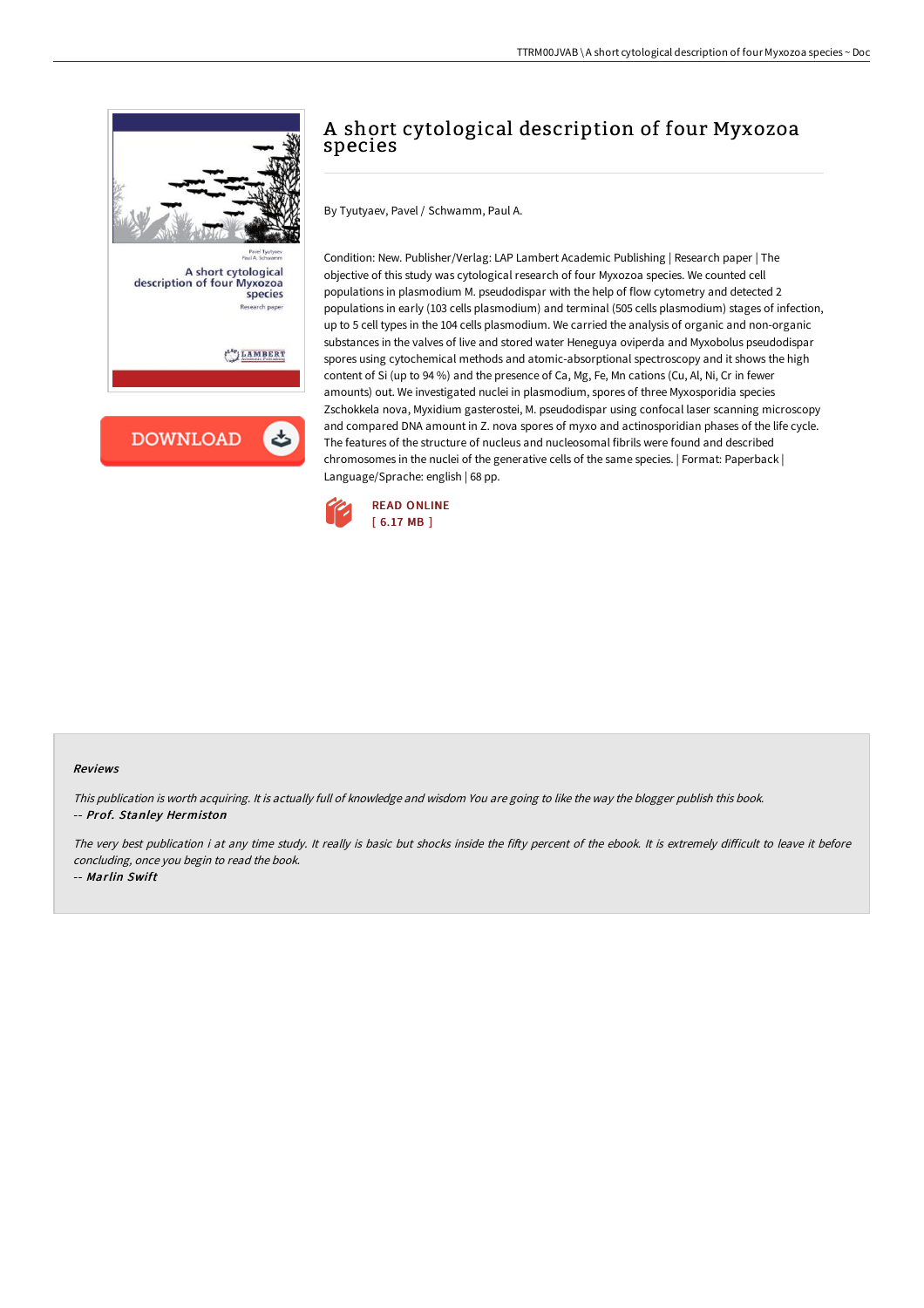# A short cytological description of four Myxozoa species

By Tyutyaev, Pavel / Schwamm, Paul A.

Condition: New. Publisher/Verlag: LAP Lambert Academic Publishing | Research paper | The objective of this study was cytological research of four Myxozoa species. We counted cell populations in plasmodium M. pseudodispar with the help of flow cytometry and detected 2 populations in early (103 cells plasmodium) and terminal (505 cells plasmodium) stages of infection, up to 5 cell types in the 104 cells plasmodium. We carried the analysis of organic and non-organic substances in the valves of live and stored water Heneguya oviperda and Myxobolus pseudodispar spores using cytochemical methods and atomic-absorptional spectroscopy and it shows the high content of Si (up to 94 %) and the presence of Ca, Mg, Fe, Mn cations (Cu, Al, Ni, Cr in fewer amounts) out. We investigated nuclei in plasmodium, spores of three Myxosporidia species Zschokkela nova, Myxidium gasterostei, M. pseudodispar using confocal laser scanning microscopy and compared DNA amount in Z. nova spores of myxo and actinosporidian phases of the life cycle. The features of the structure of nucleus and nucleosomal fibrils were found and described chromosomes in the nuclei of the generative cells of the same species. | Format: Paperback | Language/Sprache: english | 68 pp.

READ ONLINE
[ 6.17 MB ]

#### Reviews

*This publication is worth acquiring. It is actually full of knowledge and wisdom You are going to like the way the blogger publish this book.*
-- ***Prof. Stanley Hermiston***

*The very best publication i at any time study. It really is basic but shocks inside the fifty percent of the ebook. It is extremely difficult to leave it before concluding, once you begin to read the book.*
-- ***Marlin Swift***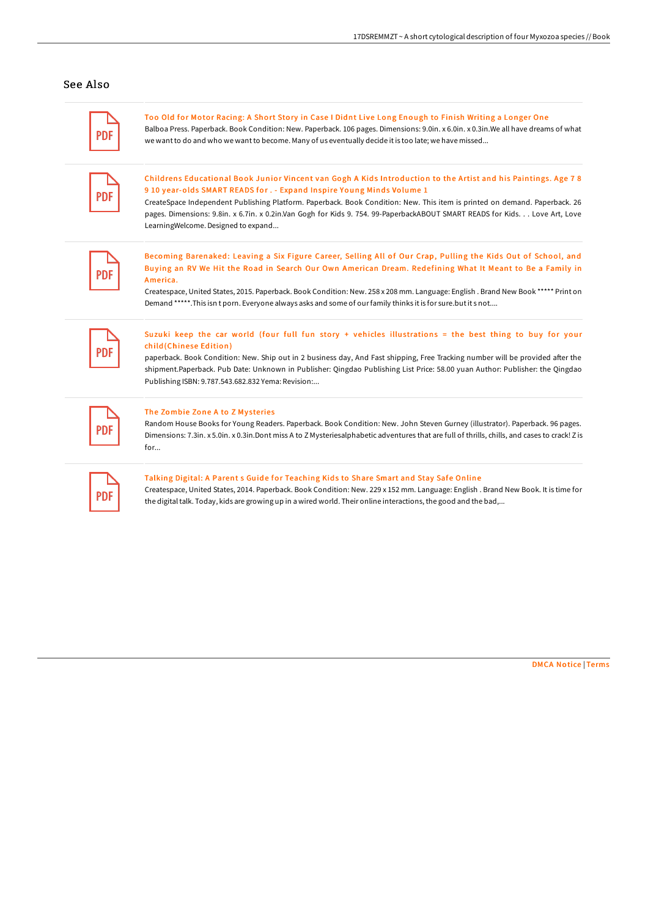## See Also

**Too Old for Motor Racing: A Short Story in Case I Didnt Live Long Enough to Finish Writing a Longer One**

Balboa Press. Paperback. Book Condition: New. Paperback. 106 pages. Dimensions: 9.0in. x 6.0in. x 0.3in.We all have dreams of what we want to do and who we want to become. Many of us eventually decide it is too late; we have missed...

**Childrens Educational Book Junior Vincent van Gogh A Kids Introduction to the Artist and his Paintings. Age 7 8 9 10 year-olds SMART READS for . - Expand Inspire Young Minds Volume 1**

CreateSpace Independent Publishing Platform. Paperback. Book Condition: New. This item is printed on demand. Paperback. 26 pages. Dimensions: 9.8in. x 6.7in. x 0.2in.Van Gogh for Kids 9. 754. 99-PaperbackABOUT SMART READS for Kids. . . Love Art, Love LearningWelcome. Designed to expand...

**Becoming Barenaked: Leaving a Six Figure Career, Selling All of Our Crap, Pulling the Kids Out of School, and Buying an RV We Hit the Road in Search Our Own American Dream. Redefining What It Meant to Be a Family in America.**

Createspace, United States, 2015. Paperback. Book Condition: New. 258 x 208 mm. Language: English . Brand New Book ***** Print on Demand *****.This isn t porn. Everyone always asks and some of our family thinks it is for sure.but it s not....

**Suzuki keep the car world (four full fun story + vehicles illustrations = the best thing to buy for your child(Chinese Edition)**

paperback. Book Condition: New. Ship out in 2 business day, And Fast shipping, Free Tracking number will be provided after the shipment.Paperback. Pub Date: Unknown in Publisher: Qingdao Publishing List Price: 58.00 yuan Author: Publisher: the Qingdao Publishing ISBN: 9.787.543.682.832 Yema: Revision:...

**The Zombie Zone A to Z Mysteries**

Random House Books for Young Readers. Paperback. Book Condition: New. John Steven Gurney (illustrator). Paperback. 96 pages. Dimensions: 7.3in. x 5.0in. x 0.3in.Dont miss A to Z Mysteriesalphabetic adventures that are full of thrills, chills, and cases to crack! Z is for...

**Talking Digital: A Parent s Guide for Teaching Kids to Share Smart and Stay Safe Online**

Createspace, United States, 2014. Paperback. Book Condition: New. 229 x 152 mm. Language: English . Brand New Book. It is time for the digital talk. Today, kids are growing up in a wired world. Their online interactions, the good and the bad,...